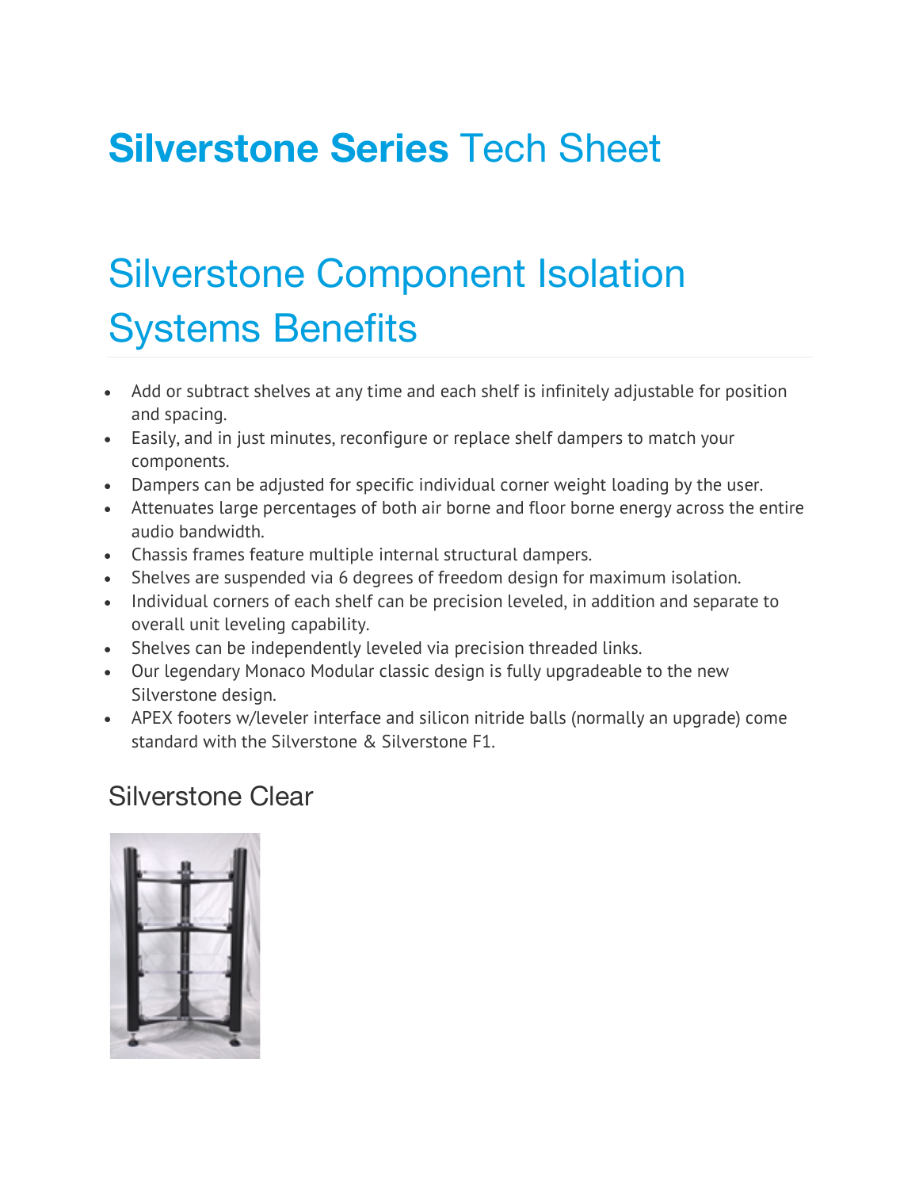# **Silverstone Series** Tech Sheet

## Silverstone Component Isolation Systems Benefits

- Add or subtract shelves at any time and each shelf is infinitely adjustable for position and spacing.
- Easily, and in just minutes, reconfigure or replace shelf dampers to match your components.
- Dampers can be adjusted for specific individual corner weight loading by the user.
- Attenuates large percentages of both air borne and floor borne energy across the entire audio bandwidth.
- Chassis frames feature multiple internal structural dampers.
- Shelves are suspended via 6 degrees of freedom design for maximum isolation.
- Individual corners of each shelf can be precision leveled, in addition and separate to overall unit leveling capability.
- Shelves can be independently leveled via precision threaded links.
- Our legendary Monaco Modular classic design is fully upgradeable to the new Silverstone design.
- APEX footers w/leveler interface and silicon nitride balls (normally an upgrade) come standard with the Silverstone & Silverstone F1.

### Silverstone Clear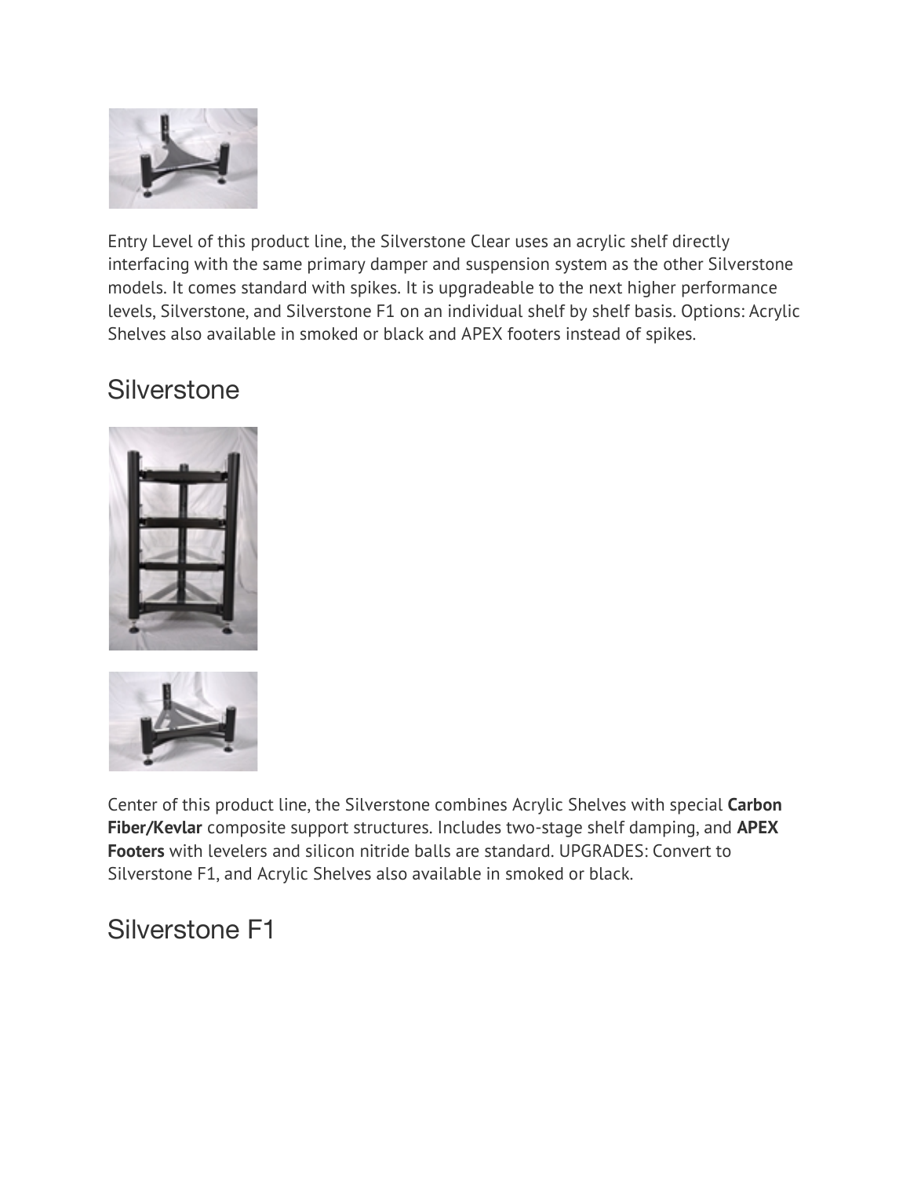Entry Level of this product line, the Silverstone Clear uses an acrylic shelf directly interfacing with the same primary damper and suspension system as the other Silverstone models. It comes standard with spikes. It is upgradeable to the next higher performance levels, Silverstone, and Silverstone F1 on an individual shelf by shelf basis. Options: Acrylic Shelves also available in smoked or black and APEX footers instead of spikes.

## Silverstone

Center of this product line, the Silverstone combines Acrylic Shelves with special **Carbon Fiber/Kevlar** composite support structures. Includes two-stage shelf damping, and **APEX Footers** with levelers and silicon nitride balls are standard. UPGRADES: Convert to Silverstone F1, and Acrylic Shelves also available in smoked or black.

## Silverstone F1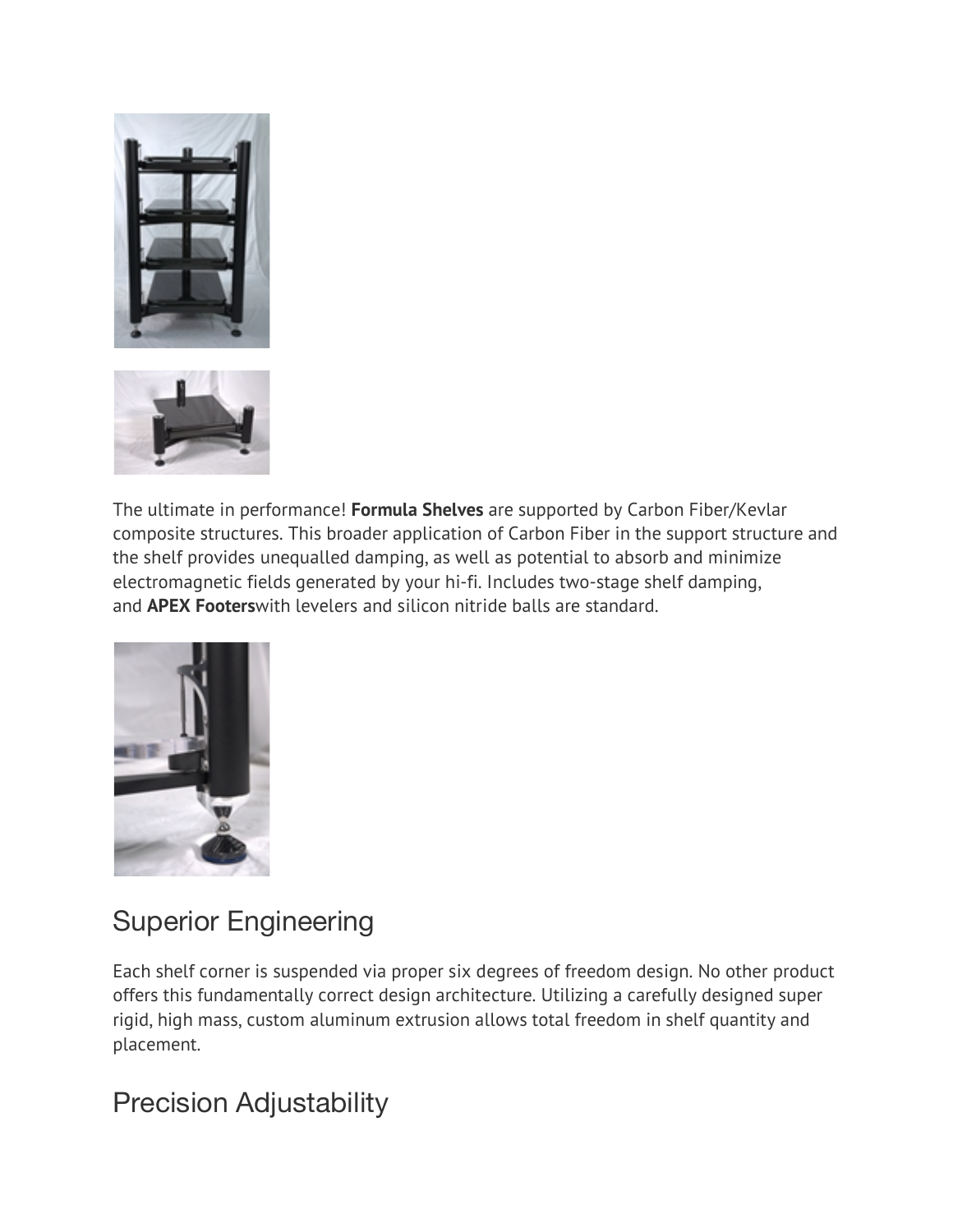The ultimate in performance! **Formula Shelves** are supported by Carbon Fiber/Kevlar composite structures. This broader application of Carbon Fiber in the support structure and the shelf provides unequalled damping, as well as potential to absorb and minimize electromagnetic fields generated by your hi-fi. Includes two-stage shelf damping, and **APEX Footers**with levelers and silicon nitride balls are standard.

## Superior Engineering

Each shelf corner is suspended via proper six degrees of freedom design. No other product offers this fundamentally correct design architecture. Utilizing a carefully designed super rigid, high mass, custom aluminum extrusion allows total freedom in shelf quantity and placement.

## Precision Adjustability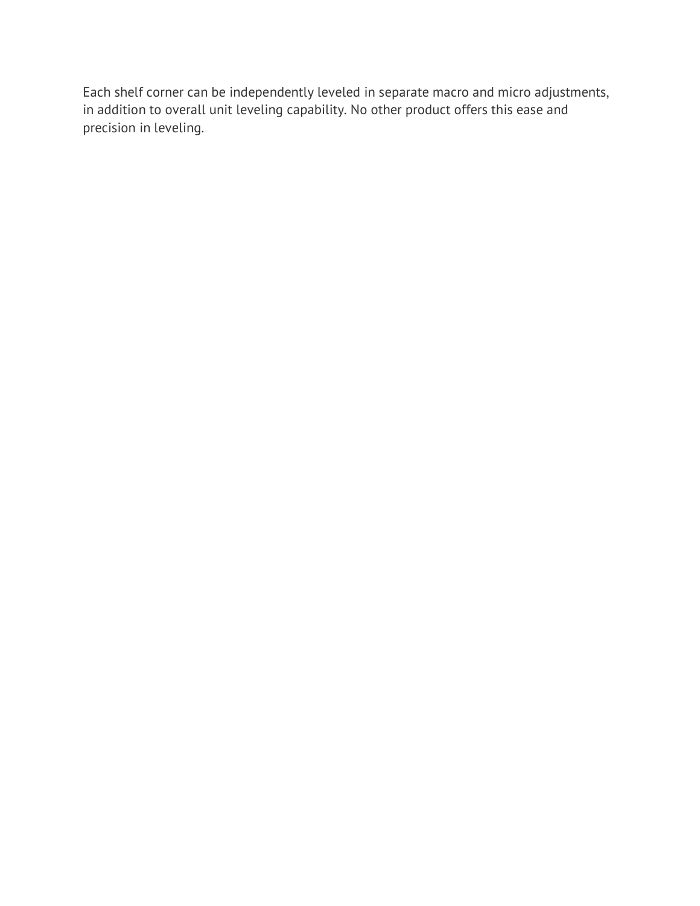Each shelf corner can be independently leveled in separate macro and micro adjustments, in addition to overall unit leveling capability. No other product offers this ease and precision in leveling.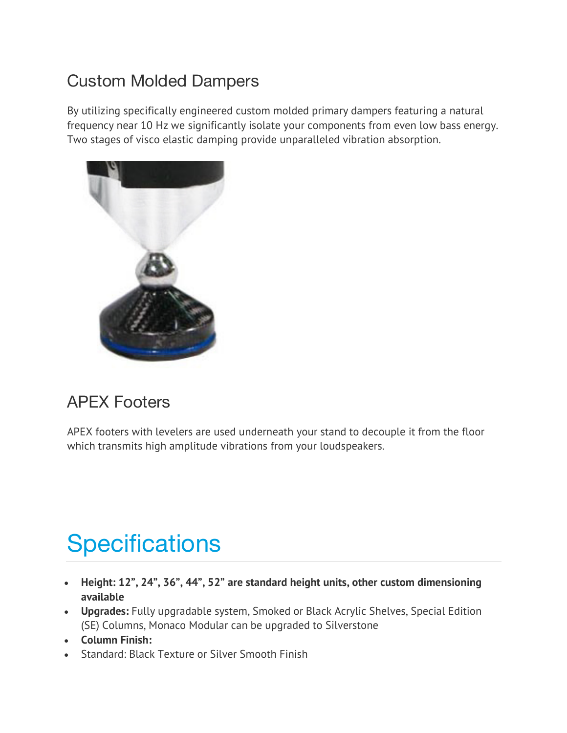## Custom Molded Dampers

By utilizing specifically engineered custom molded primary dampers featuring a natural frequency near 10 Hz we significantly isolate your components from even low bass energy. Two stages of visco elastic damping provide unparalleled vibration absorption.

## APEX Footers

APEX footers with levelers are used underneath your stand to decouple it from the floor which transmits high amplitude vibrations from your loudspeakers.

# Specifications

- **Height: 12", 24", 36", 44", 52" are standard height units, other custom dimensioning available**
- **Upgrades:** Fully upgradable system, Smoked or Black Acrylic Shelves, Special Edition (SE) Columns, Monaco Modular can be upgraded to Silverstone
- **Column Finish:**
- Standard: Black Texture or Silver Smooth Finish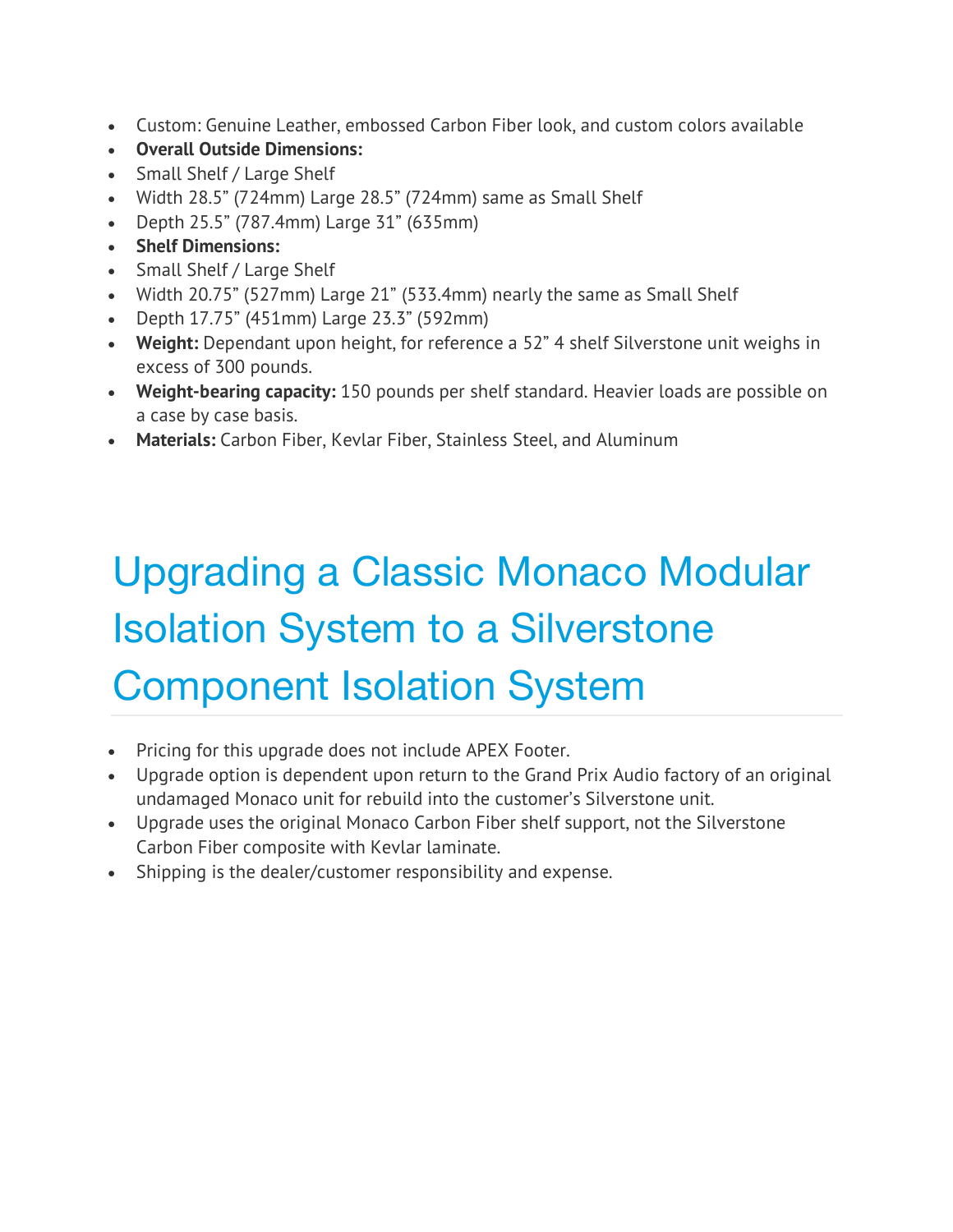- Custom: Genuine Leather, embossed Carbon Fiber look, and custom colors available
- **Overall Outside Dimensions:**
- Small Shelf / Large Shelf
- Width 28.5” (724mm) Large 28.5” (724mm) same as Small Shelf
- Depth 25.5” (787.4mm) Large 31” (635mm)
- **Shelf Dimensions:**
- Small Shelf / Large Shelf
- Width 20.75” (527mm) Large 21” (533.4mm) nearly the same as Small Shelf
- Depth 17.75” (451mm) Large 23.3” (592mm)
- **Weight:** Dependant upon height, for reference a 52” 4 shelf Silverstone unit weighs in excess of 300 pounds.
- **Weight-bearing capacity:** 150 pounds per shelf standard. Heavier loads are possible on a case by case basis.
- **Materials:** Carbon Fiber, Kevlar Fiber, Stainless Steel, and Aluminum

## Upgrading a Classic Monaco Modular Isolation System to a Silverstone Component Isolation System

- Pricing for this upgrade does not include APEX Footer.
- Upgrade option is dependent upon return to the Grand Prix Audio factory of an original undamaged Monaco unit for rebuild into the customer’s Silverstone unit.
- Upgrade uses the original Monaco Carbon Fiber shelf support, not the Silverstone Carbon Fiber composite with Kevlar laminate.
- Shipping is the dealer/customer responsibility and expense.